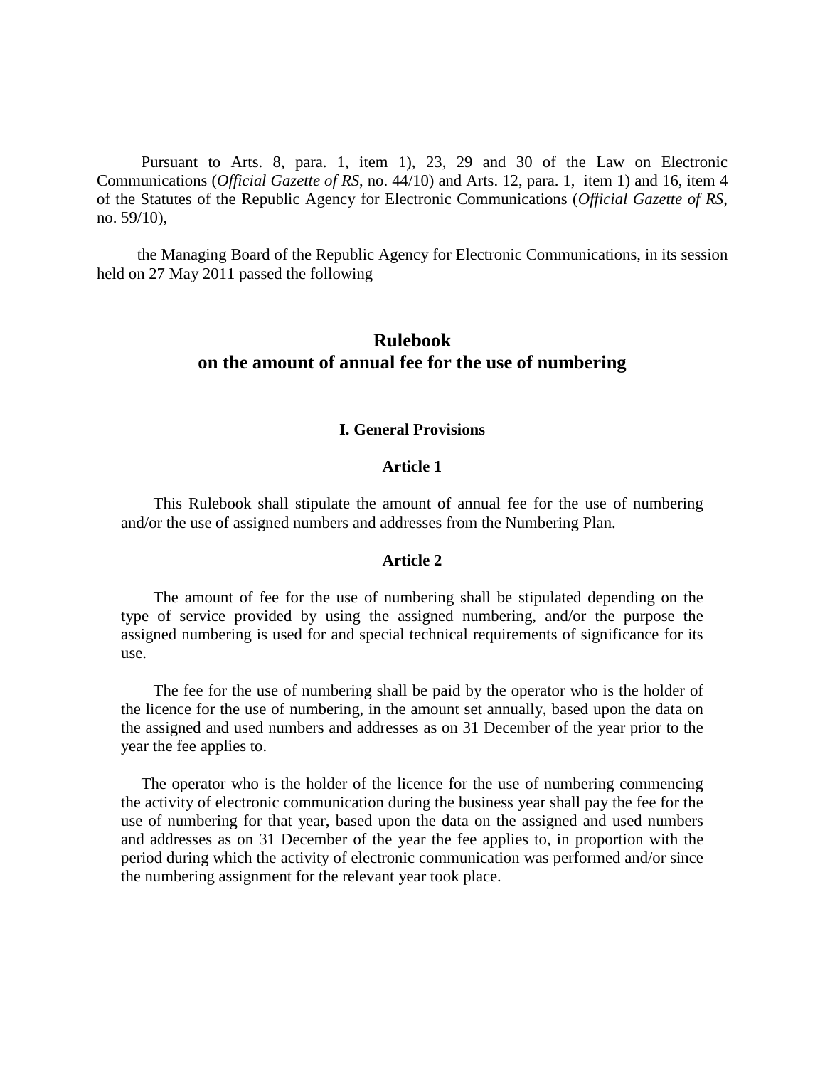Pursuant to Arts. 8, para. 1, item 1), 23, 29 and 30 of the Law on Electronic Communications (*Official Gazette of RS*, no. 44/10) and Arts. 12, para. 1, item 1) and 16, item 4 of the Statutes of the Republic Agency for Electronic Communications (*Official Gazette of RS*, no. 59/10),

the Managing Board of the Republic Agency for Electronic Communications, in its session held on 27 May 2011 passed the following

# Rulebook on the amount of annual fee for the use of numbering

## I. General Provisions

### Article 1

This Rulebook shall stipulate the amount of annual fee for the use of numbering and/or the use of assigned numbers and addresses from the Numbering Plan.

### Article 2

The amount of fee for the use of numbering shall be stipulated depending on the type of service provided by using the assigned numbering, and/or the purpose the assigned numbering is used for and special technical requirements of significance for its use.

The fee for the use of numbering shall be paid by the operator who is the holder of the licence for the use of numbering, in the amount set annually, based upon the data on the assigned and used numbers and addresses as on 31 December of the year prior to the year the fee applies to.

The operator who is the holder of the licence for the use of numbering commencing the activity of electronic communication during the business year shall pay the fee for the use of numbering for that year, based upon the data on the assigned and used numbers and addresses as on 31 December of the year the fee applies to, in proportion with the period during which the activity of electronic communication was performed and/or since the numbering assignment for the relevant year took place.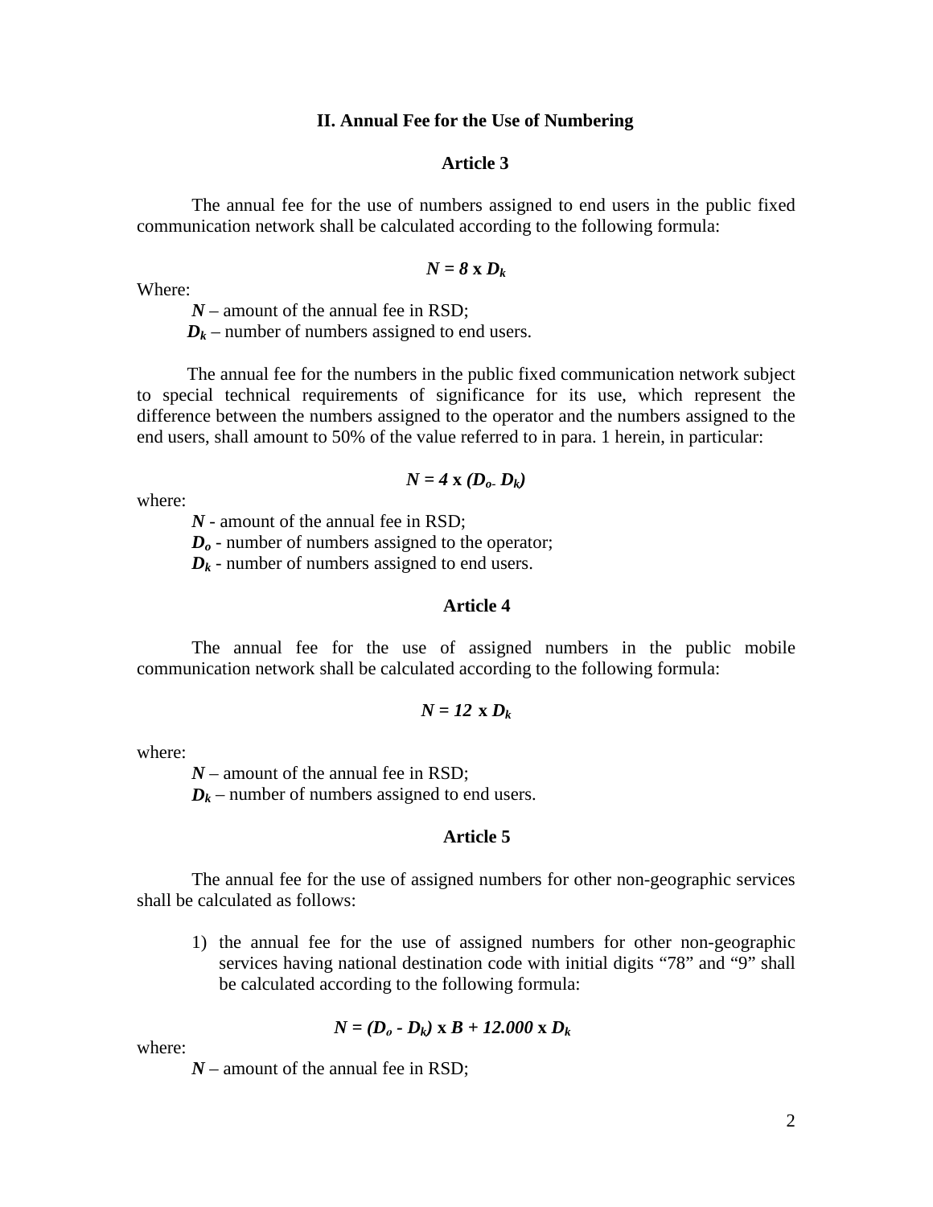## II. Annual Fee for the Use of Numbering

### Article 3

The annual fee for the use of numbers assigned to end users in the public fixed communication network shall be calculated according to the following formula:

$$N = 8 \text{ x } D_k$$

Where:

$N$ – amount of the annual fee in RSD;

$D_k$ – number of numbers assigned to end users.

The annual fee for the numbers in the public fixed communication network subject to special technical requirements of significance for its use, which represent the difference between the numbers assigned to the operator and the numbers assigned to the end users, shall amount to 50% of the value referred to in para. 1 herein, in particular:

$$N = 4 \text{ x } (D_o - D_k)$$

where:

$N$ - amount of the annual fee in RSD;

$D_o$ - number of numbers assigned to the operator;

$D_k$ - number of numbers assigned to end users.

### Article 4

The annual fee for the use of assigned numbers in the public mobile communication network shall be calculated according to the following formula:

$$N = 12 \text{ x } D_k$$

where:

$N$ – amount of the annual fee in RSD;

$D_k$ – number of numbers assigned to end users.

### Article 5

The annual fee for the use of assigned numbers for other non-geographic services shall be calculated as follows:

1) the annual fee for the use of assigned numbers for other non-geographic services having national destination code with initial digits “78” and “9” shall be calculated according to the following formula:

$$N = (D_o - D_k) \text{ x } B + 12.000 \text{ x } D_k$$

where:

$N$ – amount of the annual fee in RSD;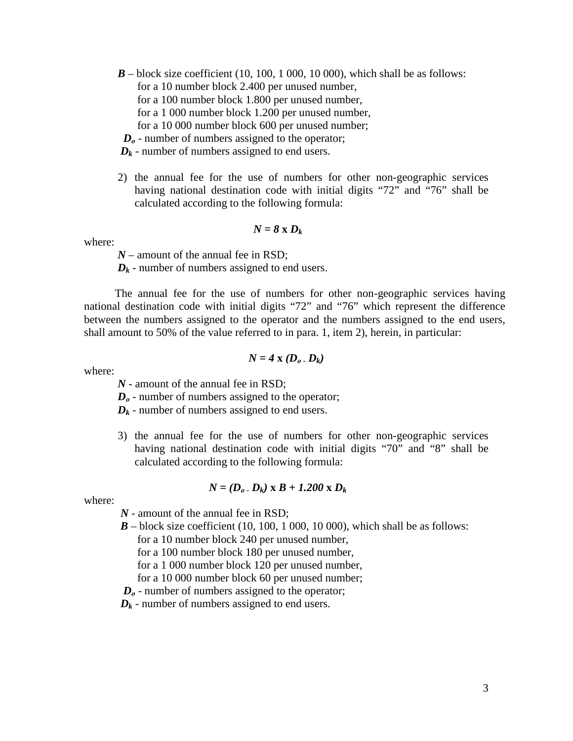$\boldsymbol{B}$ – block size coefficient (10, 100, 1 000, 10 000), which shall be as follows:
for a 10 number block 2.400 per unused number,
for a 100 number block 1.800 per unused number,
for a 1 000 number block 1.200 per unused number,
for a 10 000 number block 600 per unused number;
$\boldsymbol{D_o}$ - number of numbers assigned to the operator;
$\boldsymbol{D_k}$ - number of numbers assigned to end users.

2) the annual fee for the use of numbers for other non-geographic services having national destination code with initial digits “72” and “76” shall be calculated according to the following formula:

$$\boldsymbol{N = 8 \times D_k}$$

where:

$\boldsymbol{N}$ – amount of the annual fee in RSD;
$\boldsymbol{D_k}$ - number of numbers assigned to end users.

The annual fee for the use of numbers for other non-geographic services having national destination code with initial digits “72” and “76” which represent the difference between the numbers assigned to the operator and the numbers assigned to the end users, shall amount to 50% of the value referred to in para. 1, item 2), herein, in particular:

$$\boldsymbol{N = 4 \times (D_o - D_k)}$$

where:

$\boldsymbol{N}$ - amount of the annual fee in RSD;
$\boldsymbol{D_o}$ - number of numbers assigned to the operator;
$\boldsymbol{D_k}$ - number of numbers assigned to end users.

3) the annual fee for the use of numbers for other non-geographic services having national destination code with initial digits “70” and “8” shall be calculated according to the following formula:

$$\boldsymbol{N = (D_o - D_k) \times B + 1.200 \times D_k}$$

where:

$\boldsymbol{N}$ - amount of the annual fee in RSD;
$\boldsymbol{B}$ – block size coefficient (10, 100, 1 000, 10 000), which shall be as follows:
for a 10 number block 240 per unused number,
for a 100 number block 180 per unused number,
for a 1 000 number block 120 per unused number,
for a 10 000 number block 60 per unused number;
$\boldsymbol{D_o}$ - number of numbers assigned to the operator;
$\boldsymbol{D_k}$ - number of numbers assigned to end users.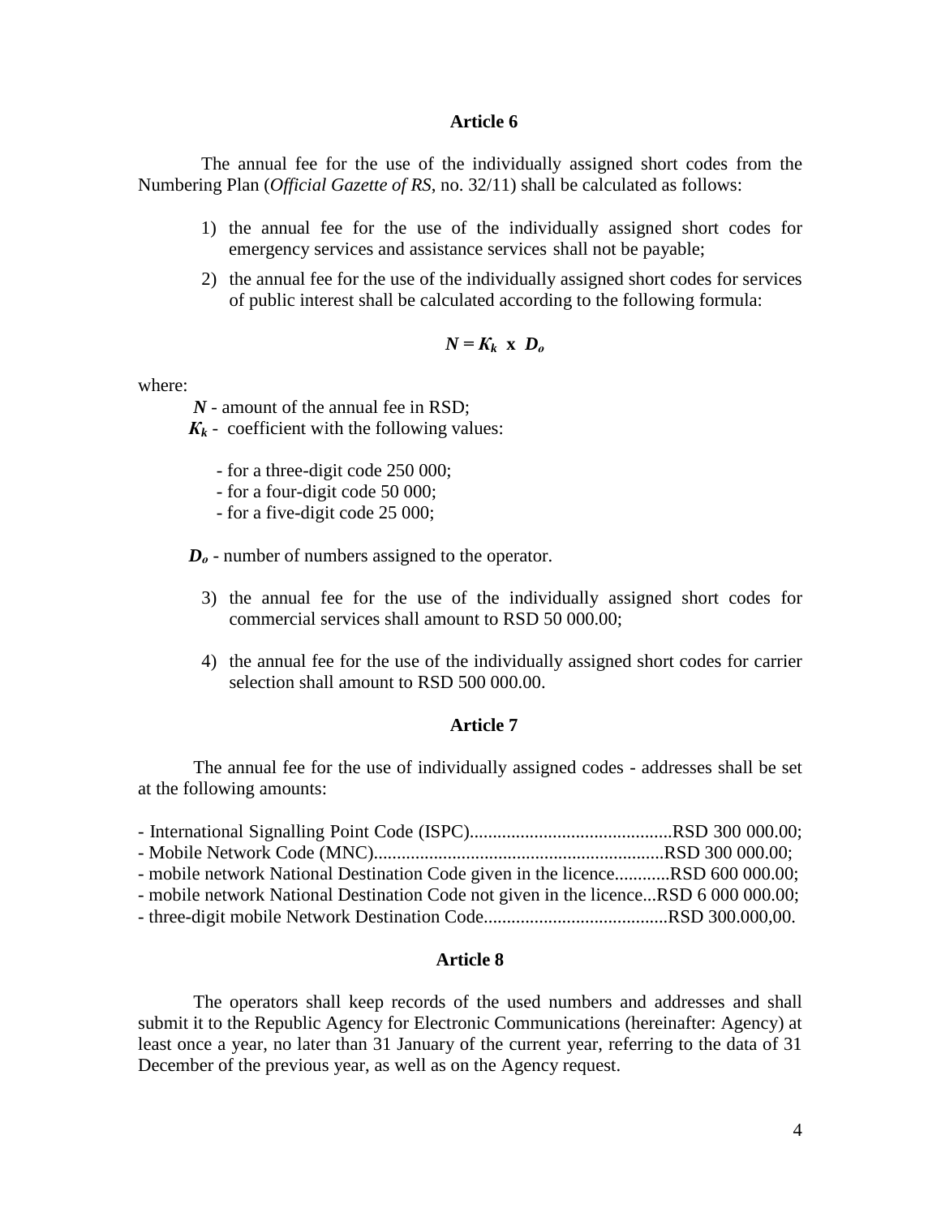### Article 6

The annual fee for the use of the individually assigned short codes from the Numbering Plan (*Official Gazette of RS*, no. 32/11) shall be calculated as follows:

1) the annual fee for the use of the individually assigned short codes for emergency services and assistance services shall not be payable;
2) the annual fee for the use of the individually assigned short codes for services of public interest shall be calculated according to the following formula:

$$N = K_k \text{ x } D_o$$

where:

$N$ - amount of the annual fee in RSD;

$K_k$ - coefficient with the following values:

- for a three-digit code 250 000;
- for a four-digit code 50 000;
- for a five-digit code 25 000;

$D_o$ - number of numbers assigned to the operator.

3) the annual fee for the use of the individually assigned short codes for commercial services shall amount to RSD 50 000.00;
4) the annual fee for the use of the individually assigned short codes for carrier selection shall amount to RSD 500 000.00.

### Article 7

The annual fee for the use of individually assigned codes - addresses shall be set at the following amounts:

- International Signalling Point Code (ISPC)............................................RSD 300 000.00;
- Mobile Network Code (MNC)...............................................................RSD 300 000.00;
- mobile network National Destination Code given in the licence............RSD 600 000.00;
- mobile network National Destination Code not given in the licence...RSD 6 000 000.00;
- three-digit mobile Network Destination Code........................................RSD 300.000,00.

### Article 8

The operators shall keep records of the used numbers and addresses and shall submit it to the Republic Agency for Electronic Communications (hereinafter: Agency) at least once a year, no later than 31 January of the current year, referring to the data of 31 December of the previous year, as well as on the Agency request.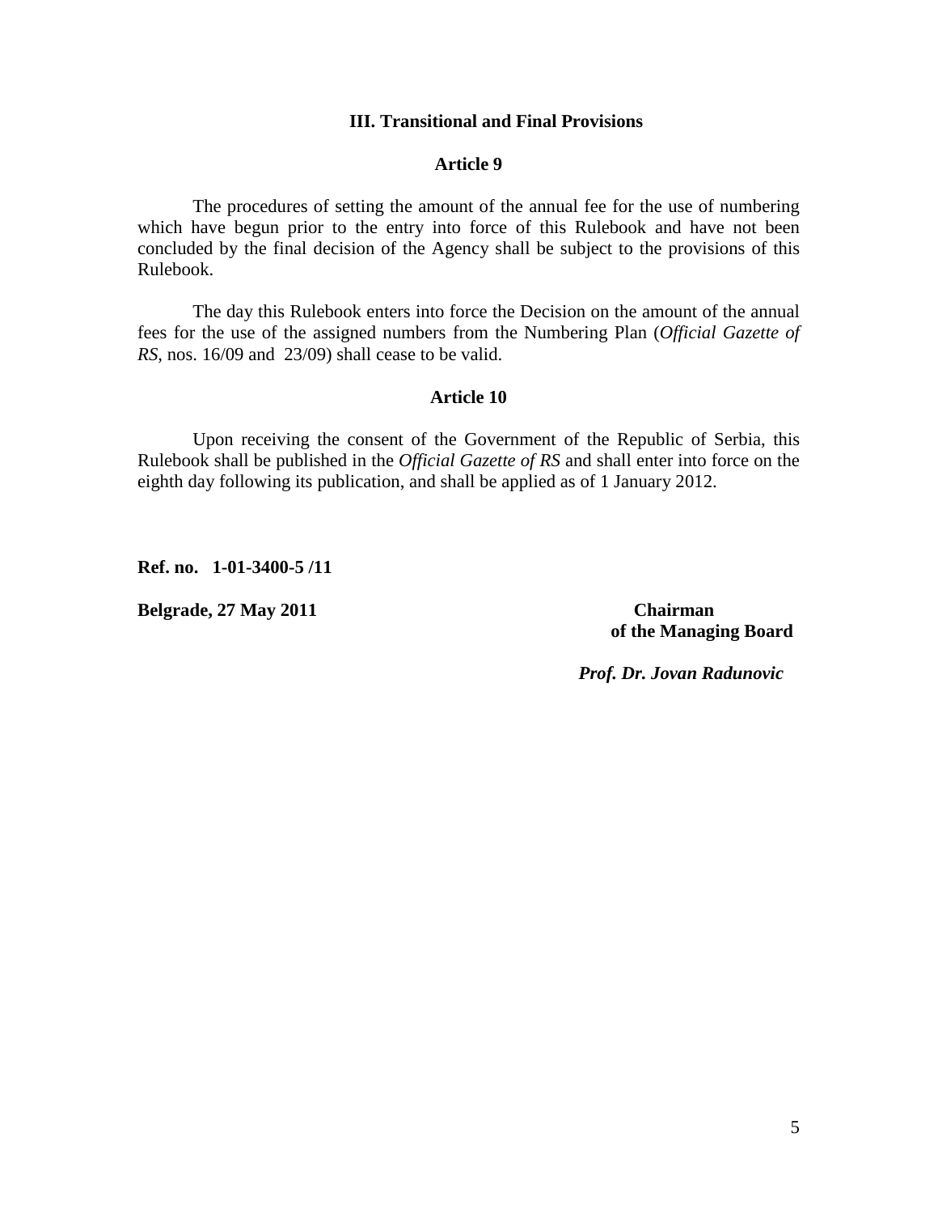## III. Transitional and Final Provisions

### Article 9

The procedures of setting the amount of the annual fee for the use of numbering which have begun prior to the entry into force of this Rulebook and have not been concluded by the final decision of the Agency shall be subject to the provisions of this Rulebook.

The day this Rulebook enters into force the Decision on the amount of the annual fees for the use of the assigned numbers from the Numbering Plan (*Official Gazette of RS*, nos. 16/09 and 23/09) shall cease to be valid.

### Article 10

Upon receiving the consent of the Government of the Republic of Serbia, this Rulebook shall be published in the *Official Gazette of RS* and shall enter into force on the eighth day following its publication, and shall be applied as of 1 January 2012.

**Ref. no. 1-01-3400-5 /11**

**Belgrade, 27 May 2011**

**Chairman of the Managing Board**

***Prof. Dr. Jovan Radunovic***